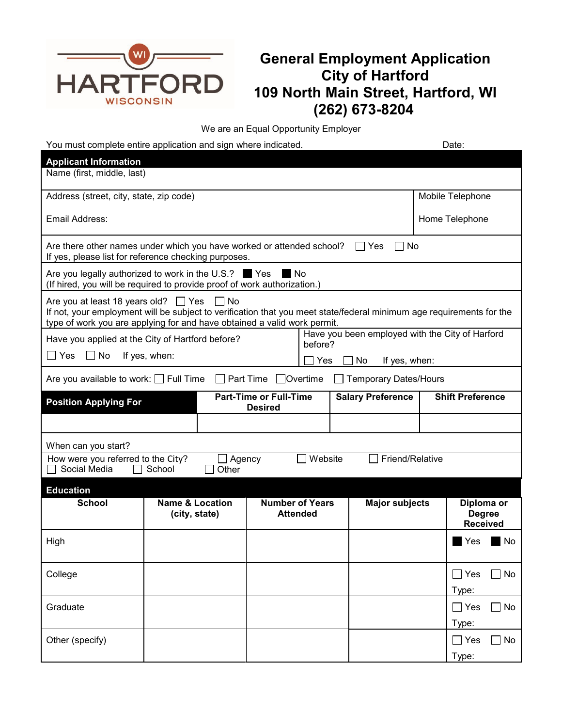HARTFORD WISCONSIN

# General Employment Application
# City of Hartford
# 109 North Main Street, Hartford, WI
# (262) 673-8204

We are an Equal Opportunity Employer

You must complete entire application and sign where indicated. Date:

## Applicant Information

| Name (first, middle, last) | |
|---|---|
| Address (street, city, state, zip code) | Mobile Telephone |
| Email Address: | Home Telephone |

Are there other names under which you have worked or attended school? ☐ Yes ☐ No
If yes, please list for reference checking purposes.

Are you legally authorized to work in the U.S.? ■ Yes ■ No
(If hired, you will be required to provide proof of work authorization.)

Are you at least 18 years old? ☐ Yes ☐ No
If not, your employment will be subject to verification that you meet state/federal minimum age requirements for the type of work you are applying for and have obtained a valid work permit.

| Have you applied at the City of Hartford before? ☐ Yes ☐ No If yes, when: | Have you been employed with the City of Harford before? ☐ Yes ☐ No If yes, when: |
|---|---|

Are you available to work: ☐ Full Time ☐ Part Time ☐ Overtime ☐ Temporary Dates/Hours

| Position Applying For | Part-Time or Full-Time Desired | Salary Preference | Shift Preference |
|---|---|---|---|
| | | | |

When can you start?

How were you referred to the City? ☐ Agency ☐ Website ☐ Friend/Relative ☐ Social Media ☐ School ☐ Other

## Education

| School | Name & Location (city, state) | Number of Years Attended | Major subjects | Diploma or Degree Received |
|---|---|---|---|---|
| High | | | | ■ Yes ■ No |
| College | | | | ☐ Yes ☐ No Type: |
| Graduate | | | | ☐ Yes ☐ No Type: |
| Other (specify) | | | | ☐ Yes ☐ No Type: |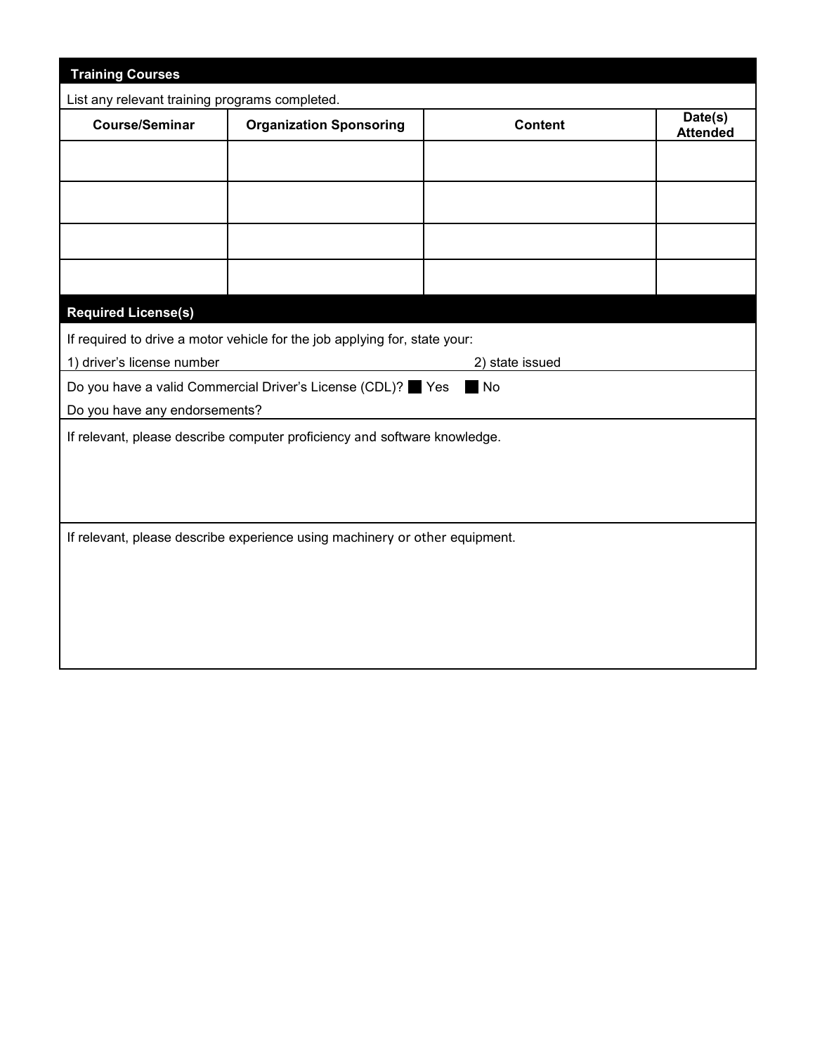## Training Courses

List any relevant training programs completed.

| Course/Seminar | Organization Sponsoring | Content | Date(s) Attended |
|---|---|---|---|
| | | | |
| | | | |
| | | | |
| | | | |

## Required License(s)

If required to drive a motor vehicle for the job applying for, state your:

1) driver's license number 2) state issued

Do you have a valid Commercial Driver's License (CDL)? ■ Yes ■ No

Do you have any endorsements?

If relevant, please describe computer proficiency and software knowledge.

If relevant, please describe experience using machinery or other equipment.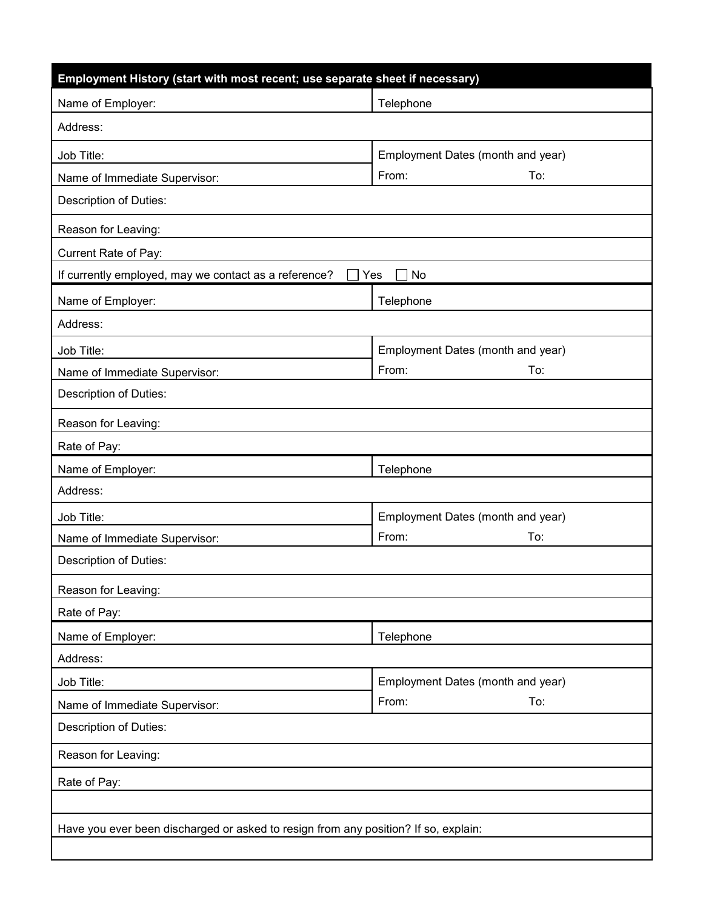## Employment History (start with most recent; use separate sheet if necessary)

| | |
|---|---|
| Name of Employer: | Telephone |
| Address: | |
| Job Title: | Employment Dates (month and year) |
| Name of Immediate Supervisor: | From: To: |
| Description of Duties: | |
| Reason for Leaving: | |
| Current Rate of Pay: | |
| If currently employed, may we contact as a reference? ☐ Yes ☐ No | |
| Name of Employer: | Telephone |
| Address: | |
| Job Title: | Employment Dates (month and year) |
| Name of Immediate Supervisor: | From: To: |
| Description of Duties: | |
| Reason for Leaving: | |
| Rate of Pay: | |
| Name of Employer: | Telephone |
| Address: | |
| Job Title: | Employment Dates (month and year) |
| Name of Immediate Supervisor: | From: To: |
| Description of Duties: | |
| Reason for Leaving: | |
| Rate of Pay: | |
| Name of Employer: | Telephone |
| Address: | |
| Job Title: | Employment Dates (month and year) |
| Name of Immediate Supervisor: | From: To: |
| Description of Duties: | |
| Reason for Leaving: | |
| Rate of Pay: | |
| | |
| Have you ever been discharged or asked to resign from any position? If so, explain: | |
| | |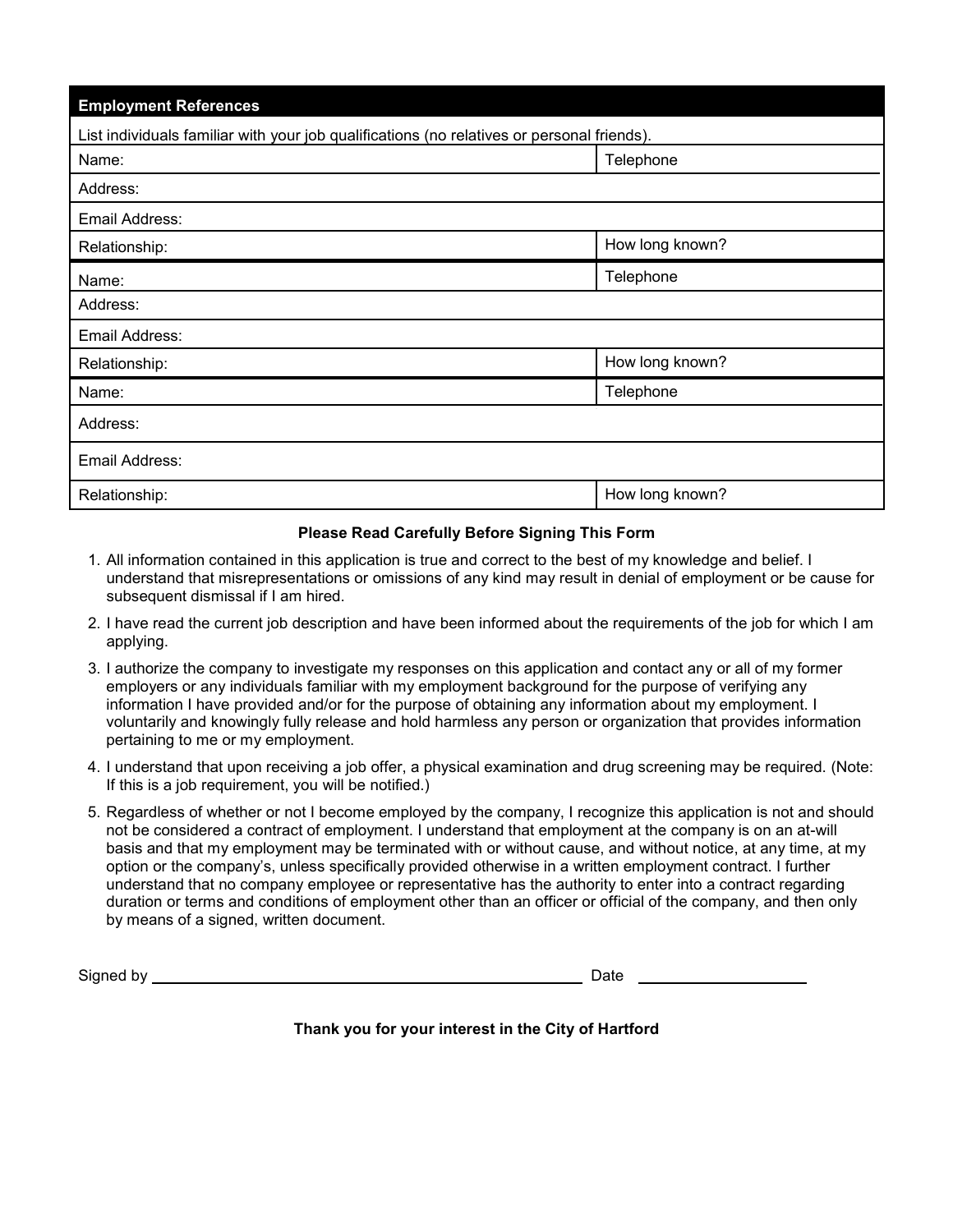| Employment References | |
|---|---|
| List individuals familiar with your job qualifications (no relatives or personal friends). | |
| Name: | Telephone |
| Address: | |
| Email Address: | |
| Relationship: | How long known? |
| Name: | Telephone |
| Address: | |
| Email Address: | |
| Relationship: | How long known? |
| Name: | Telephone |
| Address: | |
| Email Address: | |
| Relationship: | How long known? |

**Please Read Carefully Before Signing This Form**

1. All information contained in this application is true and correct to the best of my knowledge and belief. I understand that misrepresentations or omissions of any kind may result in denial of employment or be cause for subsequent dismissal if I am hired.
2. I have read the current job description and have been informed about the requirements of the job for which I am applying.
3. I authorize the company to investigate my responses on this application and contact any or all of my former employers or any individuals familiar with my employment background for the purpose of verifying any information I have provided and/or for the purpose of obtaining any information about my employment. I voluntarily and knowingly fully release and hold harmless any person or organization that provides information pertaining to me or my employment.
4. I understand that upon receiving a job offer, a physical examination and drug screening may be required. (Note: If this is a job requirement, you will be notified.)
5. Regardless of whether or not I become employed by the company, I recognize this application is not and should not be considered a contract of employment. I understand that employment at the company is on an at-will basis and that my employment may be terminated with or without cause, and without notice, at any time, at my option or the company's, unless specifically provided otherwise in a written employment contract. I further understand that no company employee or representative has the authority to enter into a contract regarding duration or terms and conditions of employment other than an officer or official of the company, and then only by means of a signed, written document.

Signed by ______________________________________________ Date ____________________

**Thank you for your interest in the City of Hartford**